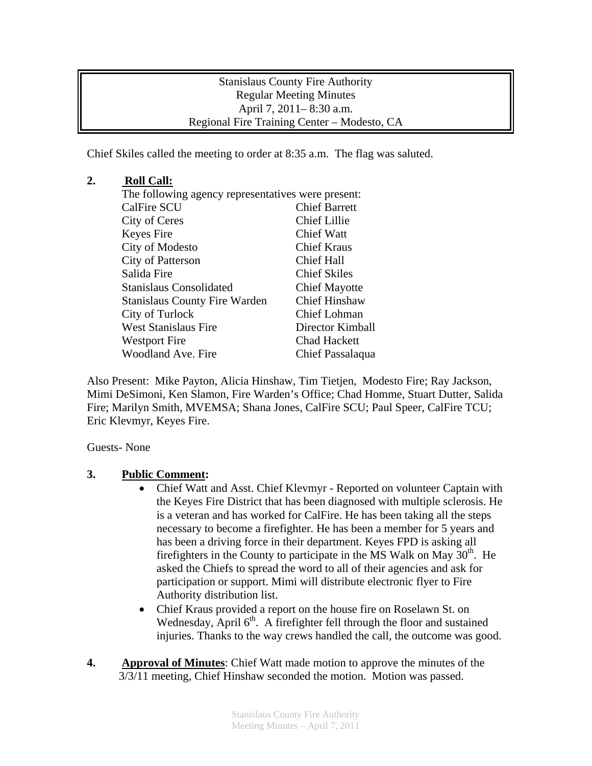Stanislaus County Fire Authority
Regular Meeting Minutes
April 7, 2011– 8:30 a.m.
Regional Fire Training Center – Modesto, CA

Chief Skiles called the meeting to order at 8:35 a.m. The flag was saluted.

**2. Roll Call:**

The following agency representatives were present:

| | |
|---|---|
| CalFire SCU | Chief Barrett |
| City of Ceres | Chief Lillie |
| Keyes Fire | Chief Watt |
| City of Modesto | Chief Kraus |
| City of Patterson | Chief Hall |
| Salida Fire | Chief Skiles |
| Stanislaus Consolidated | Chief Mayotte |
| Stanislaus County Fire Warden | Chief Hinshaw |
| City of Turlock | Chief Lohman |
| West Stanislaus Fire | Director Kimball |
| Westport Fire | Chad Hackett |
| Woodland Ave. Fire | Chief Passalaqua |

Also Present: Mike Payton, Alicia Hinshaw, Tim Tietjen, Modesto Fire; Ray Jackson, Mimi DeSimoni, Ken Slamon, Fire Warden's Office; Chad Homme, Stuart Dutter, Salida Fire; Marilyn Smith, MVEMSA; Shana Jones, CalFire SCU; Paul Speer, CalFire TCU; Eric Klevmyr, Keyes Fire.

Guests- None

**3. Public Comment:**

- Chief Watt and Asst. Chief Klevmyr - Reported on volunteer Captain with the Keyes Fire District that has been diagnosed with multiple sclerosis. He is a veteran and has worked for CalFire. He has been taking all the steps necessary to become a firefighter. He has been a member for 5 years and has been a driving force in their department. Keyes FPD is asking all firefighters in the County to participate in the MS Walk on May 30th. He asked the Chiefs to spread the word to all of their agencies and ask for participation or support. Mimi will distribute electronic flyer to Fire Authority distribution list.
- Chief Kraus provided a report on the house fire on Roselawn St. on Wednesday, April 6th. A firefighter fell through the floor and sustained injuries. Thanks to the way crews handled the call, the outcome was good.

**4. Approval of Minutes**: Chief Watt made motion to approve the minutes of the 3/3/11 meeting, Chief Hinshaw seconded the motion. Motion was passed.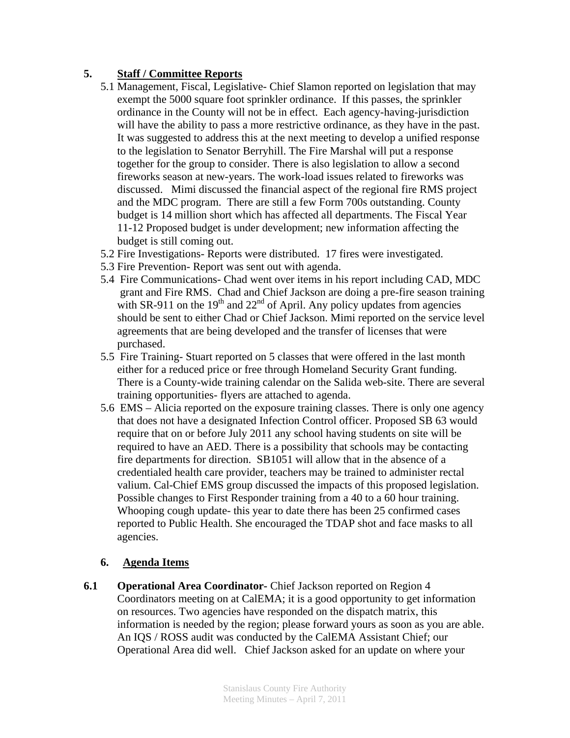## 5. Staff / Committee Reports

5.1 Management, Fiscal, Legislative- Chief Slamon reported on legislation that may exempt the 5000 square foot sprinkler ordinance. If this passes, the sprinkler ordinance in the County will not be in effect. Each agency-having-jurisdiction will have the ability to pass a more restrictive ordinance, as they have in the past. It was suggested to address this at the next meeting to develop a unified response to the legislation to Senator Berryhill. The Fire Marshal will put a response together for the group to consider. There is also legislation to allow a second fireworks season at new-years. The work-load issues related to fireworks was discussed. Mimi discussed the financial aspect of the regional fire RMS project and the MDC program. There are still a few Form 700s outstanding. County budget is 14 million short which has affected all departments. The Fiscal Year 11-12 Proposed budget is under development; new information affecting the budget is still coming out.

5.2 Fire Investigations- Reports were distributed. 17 fires were investigated.

5.3 Fire Prevention- Report was sent out with agenda.

5.4 Fire Communications- Chad went over items in his report including CAD, MDC grant and Fire RMS. Chad and Chief Jackson are doing a pre-fire season training with SR-911 on the 19th and 22nd of April. Any policy updates from agencies should be sent to either Chad or Chief Jackson. Mimi reported on the service level agreements that are being developed and the transfer of licenses that were purchased.

5.5 Fire Training- Stuart reported on 5 classes that were offered in the last month either for a reduced price or free through Homeland Security Grant funding. There is a County-wide training calendar on the Salida web-site. There are several training opportunities- flyers are attached to agenda.

5.6 EMS – Alicia reported on the exposure training classes. There is only one agency that does not have a designated Infection Control officer. Proposed SB 63 would require that on or before July 2011 any school having students on site will be required to have an AED. There is a possibility that schools may be contacting fire departments for direction. SB1051 will allow that in the absence of a credentialed health care provider, teachers may be trained to administer rectal valium. Cal-Chief EMS group discussed the impacts of this proposed legislation. Possible changes to First Responder training from a 40 to a 60 hour training. Whooping cough update- this year to date there has been 25 confirmed cases reported to Public Health. She encouraged the TDAP shot and face masks to all agencies.

## 6. Agenda Items

**6.1 Operational Area Coordinator**- Chief Jackson reported on Region 4 Coordinators meeting on at CalEMA; it is a good opportunity to get information on resources. Two agencies have responded on the dispatch matrix, this information is needed by the region; please forward yours as soon as you are able. An IQS / ROSS audit was conducted by the CalEMA Assistant Chief; our Operational Area did well. Chief Jackson asked for an update on where your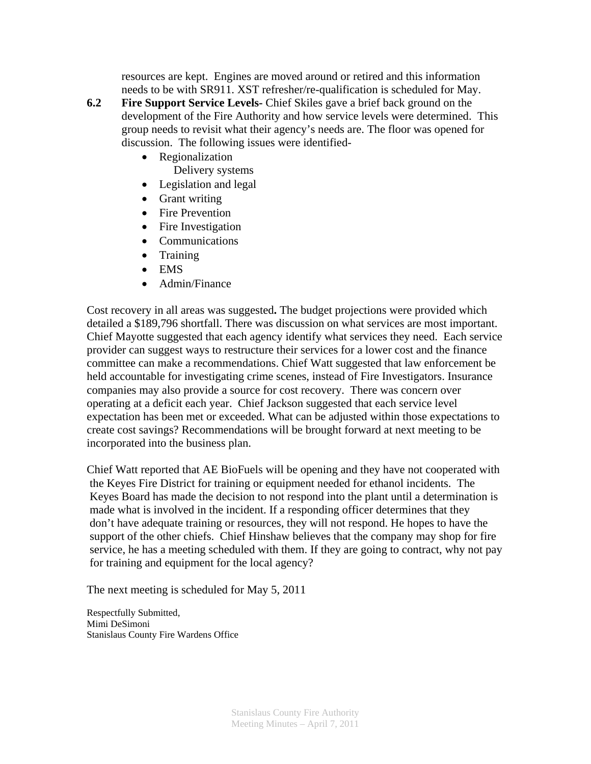resources are kept. Engines are moved around or retired and this information needs to be with SR911. XST refresher/re-qualification is scheduled for May.

**6.2 Fire Support Service Levels-** Chief Skiles gave a brief back ground on the development of the Fire Authority and how service levels were determined. This group needs to revisit what their agency's needs are. The floor was opened for discussion. The following issues were identified-

- Regionalization
  Delivery systems
- Legislation and legal
- Grant writing
- Fire Prevention
- Fire Investigation
- Communications
- Training
- EMS
- Admin/Finance

Cost recovery in all areas was suggested**.** The budget projections were provided which detailed a $189,796 shortfall. There was discussion on what services are most important. Chief Mayotte suggested that each agency identify what services they need. Each service provider can suggest ways to restructure their services for a lower cost and the finance committee can make a recommendations. Chief Watt suggested that law enforcement be held accountable for investigating crime scenes, instead of Fire Investigators. Insurance companies may also provide a source for cost recovery. There was concern over operating at a deficit each year. Chief Jackson suggested that each service level expectation has been met or exceeded. What can be adjusted within those expectations to create cost savings? Recommendations will be brought forward at next meeting to be incorporated into the business plan.

Chief Watt reported that AE BioFuels will be opening and they have not cooperated with the Keyes Fire District for training or equipment needed for ethanol incidents. The Keyes Board has made the decision to not respond into the plant until a determination is made what is involved in the incident. If a responding officer determines that they don't have adequate training or resources, they will not respond. He hopes to have the support of the other chiefs. Chief Hinshaw believes that the company may shop for fire service, he has a meeting scheduled with them. If they are going to contract, why not pay for training and equipment for the local agency?

The next meeting is scheduled for May 5, 2011

Respectfully Submitted,
Mimi DeSimoni
Stanislaus County Fire Wardens Office